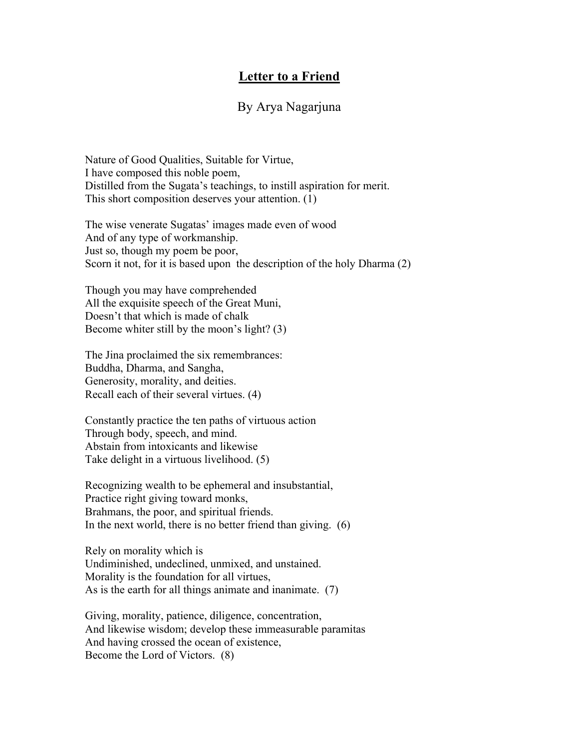# Letter to a Friend

## By Arya Nagarjuna

Nature of Good Qualities, Suitable for Virtue,
I have composed this noble poem,
Distilled from the Sugata's teachings, to instill aspiration for merit.
This short composition deserves your attention. (1)

The wise venerate Sugatas' images made even of wood
And of any type of workmanship.
Just so, though my poem be poor,
Scorn it not, for it is based upon the description of the holy Dharma (2)

Though you may have comprehended
All the exquisite speech of the Great Muni,
Doesn't that which is made of chalk
Become whiter still by the moon's light? (3)

The Jina proclaimed the six remembrances:
Buddha, Dharma, and Sangha,
Generosity, morality, and deities.
Recall each of their several virtues. (4)

Constantly practice the ten paths of virtuous action
Through body, speech, and mind.
Abstain from intoxicants and likewise
Take delight in a virtuous livelihood. (5)

Recognizing wealth to be ephemeral and insubstantial,
Practice right giving toward monks,
Brahmans, the poor, and spiritual friends.
In the next world, there is no better friend than giving. (6)

Rely on morality which is
Undiminished, undeclined, unmixed, and unstained.
Morality is the foundation for all virtues,
As is the earth for all things animate and inanimate. (7)

Giving, morality, patience, diligence, concentration,
And likewise wisdom; develop these immeasurable paramitas
And having crossed the ocean of existence,
Become the Lord of Victors. (8)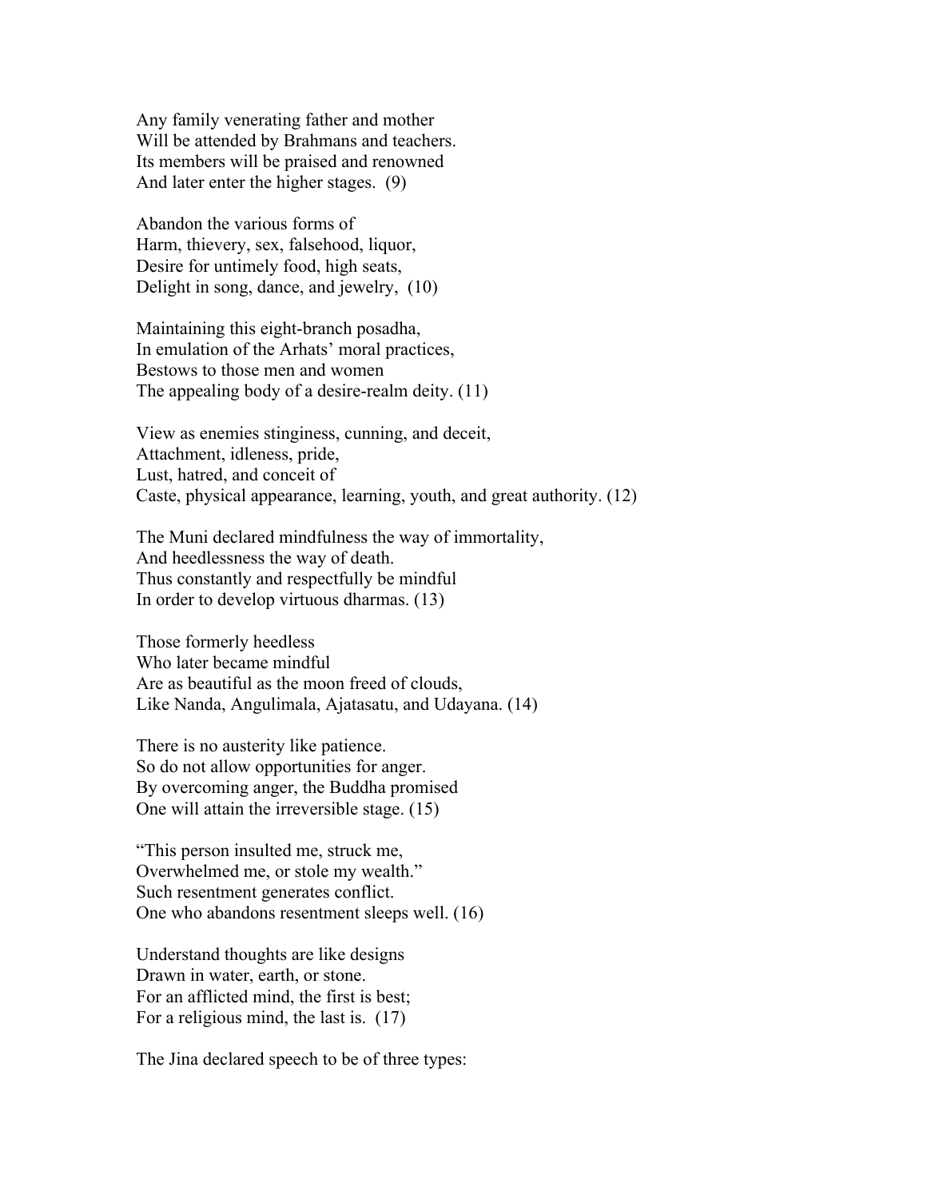Any family venerating father and mother
Will be attended by Brahmans and teachers.
Its members will be praised and renowned
And later enter the higher stages. (9)

Abandon the various forms of
Harm, thievery, sex, falsehood, liquor,
Desire for untimely food, high seats,
Delight in song, dance, and jewelry, (10)

Maintaining this eight-branch posadha,
In emulation of the Arhats' moral practices,
Bestows to those men and women
The appealing body of a desire-realm deity. (11)

View as enemies stinginess, cunning, and deceit,
Attachment, idleness, pride,
Lust, hatred, and conceit of
Caste, physical appearance, learning, youth, and great authority. (12)

The Muni declared mindfulness the way of immortality,
And heedlessness the way of death.
Thus constantly and respectfully be mindful
In order to develop virtuous dharmas. (13)

Those formerly heedless
Who later became mindful
Are as beautiful as the moon freed of clouds,
Like Nanda, Angulimala, Ajatasatu, and Udayana. (14)

There is no austerity like patience.
So do not allow opportunities for anger.
By overcoming anger, the Buddha promised
One will attain the irreversible stage. (15)

"This person insulted me, struck me,
Overwhelmed me, or stole my wealth."
Such resentment generates conflict.
One who abandons resentment sleeps well. (16)

Understand thoughts are like designs
Drawn in water, earth, or stone.
For an afflicted mind, the first is best;
For a religious mind, the last is. (17)

The Jina declared speech to be of three types: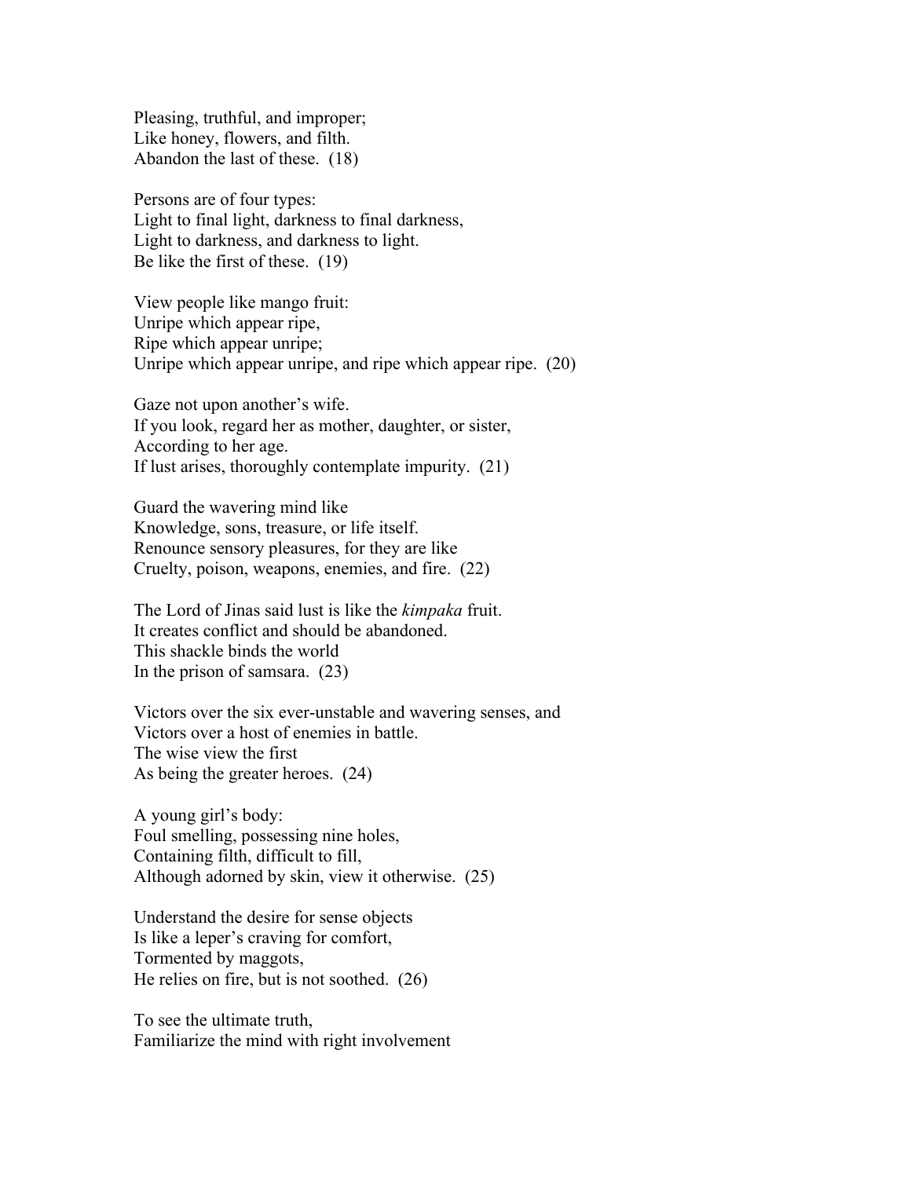Pleasing, truthful, and improper;  
Like honey, flowers, and filth.  
Abandon the last of these. (18)

Persons are of four types:  
Light to final light, darkness to final darkness,  
Light to darkness, and darkness to light.  
Be like the first of these. (19)

View people like mango fruit:  
Unripe which appear ripe,  
Ripe which appear unripe;  
Unripe which appear unripe, and ripe which appear ripe. (20)

Gaze not upon another's wife.  
If you look, regard her as mother, daughter, or sister,  
According to her age.  
If lust arises, thoroughly contemplate impurity. (21)

Guard the wavering mind like  
Knowledge, sons, treasure, or life itself.  
Renounce sensory pleasures, for they are like  
Cruelty, poison, weapons, enemies, and fire. (22)

The Lord of Jinas said lust is like the *kimpaka* fruit.  
It creates conflict and should be abandoned.  
This shackle binds the world  
In the prison of samsara. (23)

Victors over the six ever-unstable and wavering senses, and  
Victors over a host of enemies in battle.  
The wise view the first  
As being the greater heroes. (24)

A young girl's body:  
Foul smelling, possessing nine holes,  
Containing filth, difficult to fill,  
Although adorned by skin, view it otherwise. (25)

Understand the desire for sense objects  
Is like a leper's craving for comfort,  
Tormented by maggots,  
He relies on fire, but is not soothed. (26)

To see the ultimate truth,  
Familiarize the mind with right involvement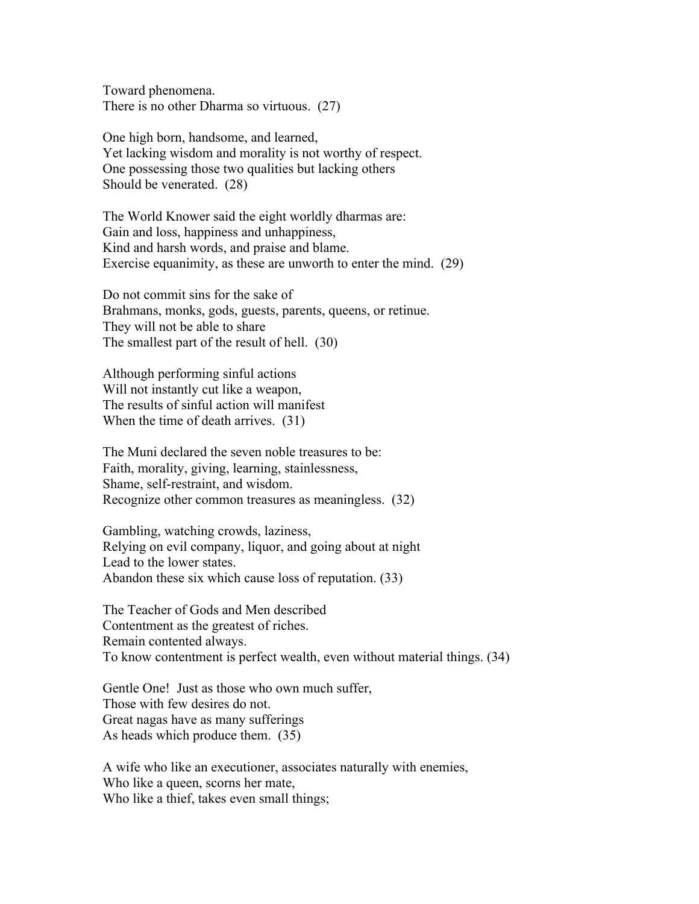Toward phenomena.
There is no other Dharma so virtuous. (27)

One high born, handsome, and learned,
Yet lacking wisdom and morality is not worthy of respect.
One possessing those two qualities but lacking others
Should be venerated. (28)

The World Knower said the eight worldly dharmas are:
Gain and loss, happiness and unhappiness,
Kind and harsh words, and praise and blame.
Exercise equanimity, as these are unworth to enter the mind. (29)

Do not commit sins for the sake of
Brahmans, monks, gods, guests, parents, queens, or retinue.
They will not be able to share
The smallest part of the result of hell. (30)

Although performing sinful actions
Will not instantly cut like a weapon,
The results of sinful action will manifest
When the time of death arrives. (31)

The Muni declared the seven noble treasures to be:
Faith, morality, giving, learning, stainlessness,
Shame, self-restraint, and wisdom.
Recognize other common treasures as meaningless. (32)

Gambling, watching crowds, laziness,
Relying on evil company, liquor, and going about at night
Lead to the lower states.
Abandon these six which cause loss of reputation. (33)

The Teacher of Gods and Men described
Contentment as the greatest of riches.
Remain contented always.
To know contentment is perfect wealth, even without material things. (34)

Gentle One! Just as those who own much suffer,
Those with few desires do not.
Great nagas have as many sufferings
As heads which produce them. (35)

A wife who like an executioner, associates naturally with enemies,
Who like a queen, scorns her mate,
Who like a thief, takes even small things;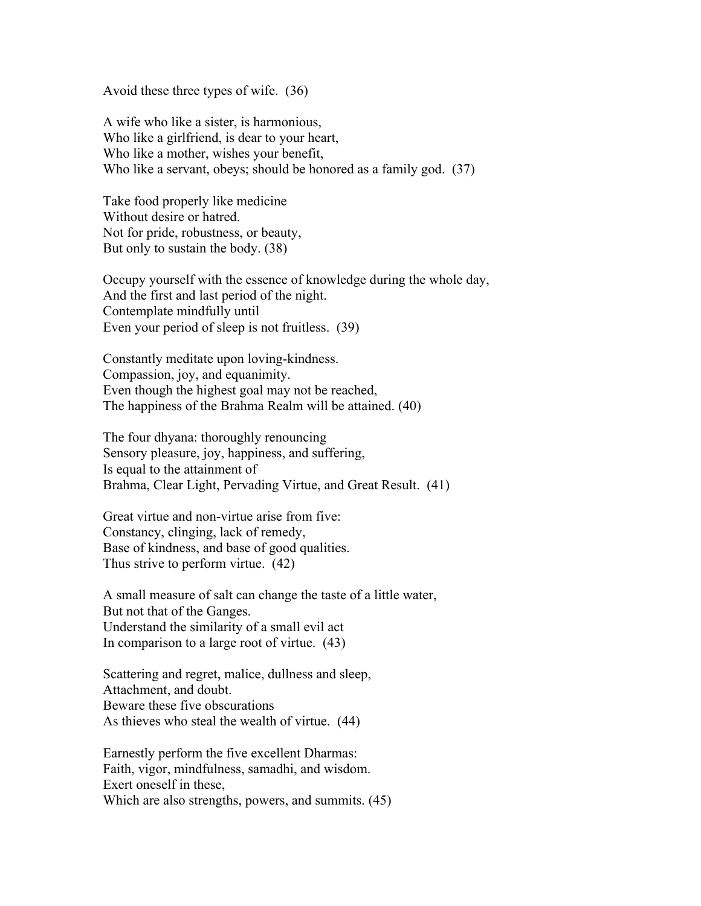Avoid these three types of wife. (36)

A wife who like a sister, is harmonious,
Who like a girlfriend, is dear to your heart,
Who like a mother, wishes your benefit,
Who like a servant, obeys; should be honored as a family god. (37)

Take food properly like medicine
Without desire or hatred.
Not for pride, robustness, or beauty,
But only to sustain the body. (38)

Occupy yourself with the essence of knowledge during the whole day,
And the first and last period of the night.
Contemplate mindfully until
Even your period of sleep is not fruitless. (39)

Constantly meditate upon loving-kindness.
Compassion, joy, and equanimity.
Even though the highest goal may not be reached,
The happiness of the Brahma Realm will be attained. (40)

The four dhyana: thoroughly renouncing
Sensory pleasure, joy, happiness, and suffering,
Is equal to the attainment of
Brahma, Clear Light, Pervading Virtue, and Great Result. (41)

Great virtue and non-virtue arise from five:
Constancy, clinging, lack of remedy,
Base of kindness, and base of good qualities.
Thus strive to perform virtue. (42)

A small measure of salt can change the taste of a little water,
But not that of the Ganges.
Understand the similarity of a small evil act
In comparison to a large root of virtue. (43)

Scattering and regret, malice, dullness and sleep,
Attachment, and doubt.
Beware these five obscurations
As thieves who steal the wealth of virtue. (44)

Earnestly perform the five excellent Dharmas:
Faith, vigor, mindfulness, samadhi, and wisdom.
Exert oneself in these,
Which are also strengths, powers, and summits. (45)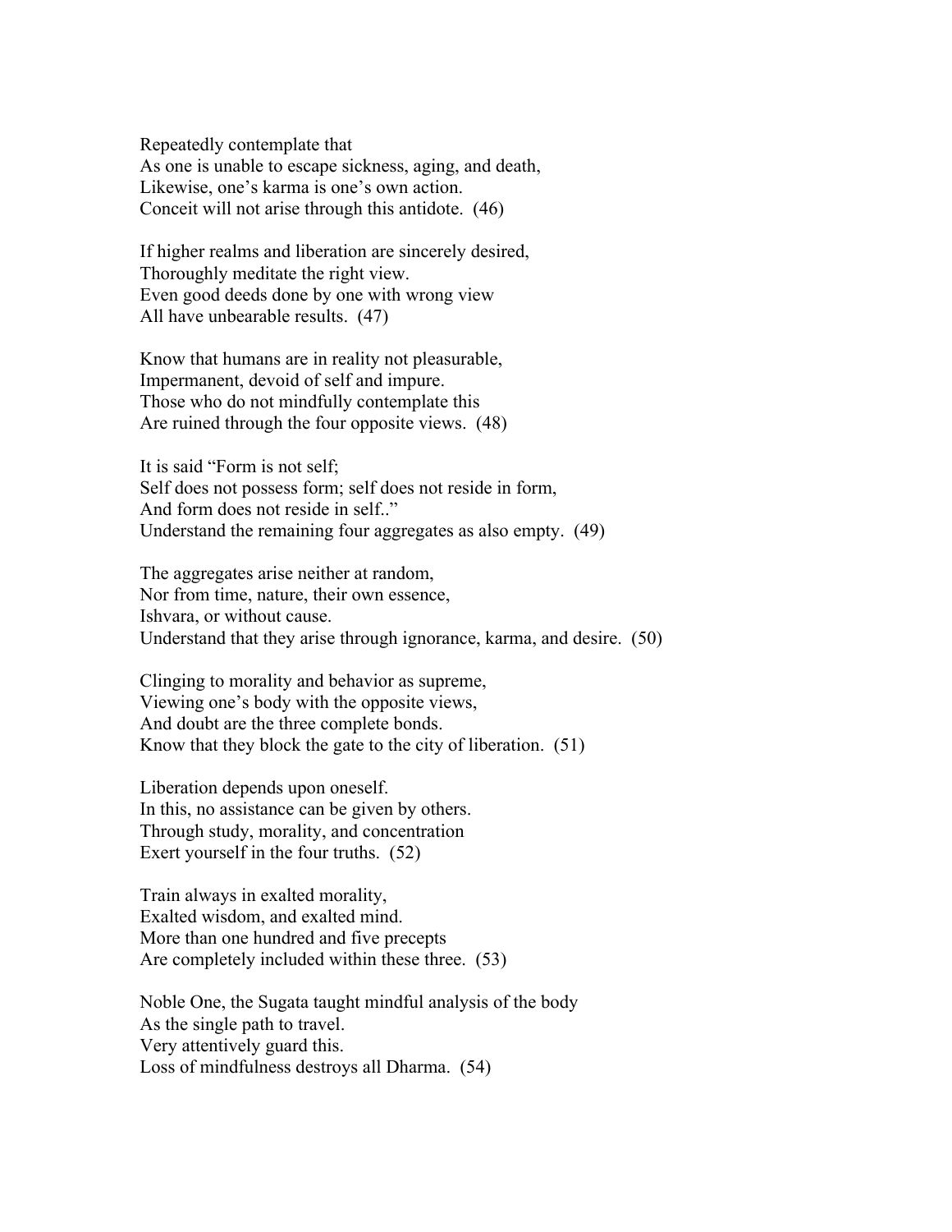Repeatedly contemplate that
As one is unable to escape sickness, aging, and death,
Likewise, one's karma is one's own action.
Conceit will not arise through this antidote. (46)

If higher realms and liberation are sincerely desired,
Thoroughly meditate the right view.
Even good deeds done by one with wrong view
All have unbearable results. (47)

Know that humans are in reality not pleasurable,
Impermanent, devoid of self and impure.
Those who do not mindfully contemplate this
Are ruined through the four opposite views. (48)

It is said "Form is not self;
Self does not possess form; self does not reside in form,
And form does not reside in self.."
Understand the remaining four aggregates as also empty. (49)

The aggregates arise neither at random,
Nor from time, nature, their own essence,
Ishvara, or without cause.
Understand that they arise through ignorance, karma, and desire. (50)

Clinging to morality and behavior as supreme,
Viewing one's body with the opposite views,
And doubt are the three complete bonds.
Know that they block the gate to the city of liberation. (51)

Liberation depends upon oneself.
In this, no assistance can be given by others.
Through study, morality, and concentration
Exert yourself in the four truths. (52)

Train always in exalted morality,
Exalted wisdom, and exalted mind.
More than one hundred and five precepts
Are completely included within these three. (53)

Noble One, the Sugata taught mindful analysis of the body
As the single path to travel.
Very attentively guard this.
Loss of mindfulness destroys all Dharma. (54)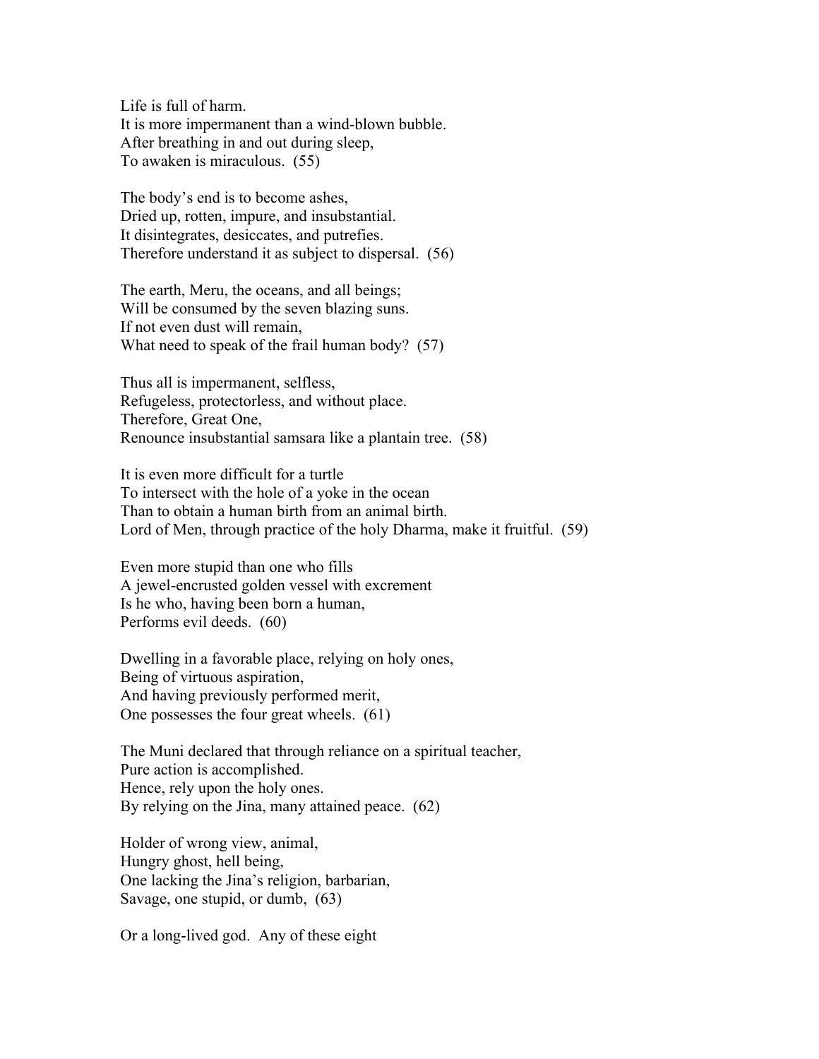Life is full of harm.
It is more impermanent than a wind-blown bubble.
After breathing in and out during sleep,
To awaken is miraculous. (55)

The body's end is to become ashes,
Dried up, rotten, impure, and insubstantial.
It disintegrates, desiccates, and putrefies.
Therefore understand it as subject to dispersal. (56)

The earth, Meru, the oceans, and all beings;
Will be consumed by the seven blazing suns.
If not even dust will remain,
What need to speak of the frail human body? (57)

Thus all is impermanent, selfless,
Refugeless, protectorless, and without place.
Therefore, Great One,
Renounce insubstantial samsara like a plantain tree. (58)

It is even more difficult for a turtle
To intersect with the hole of a yoke in the ocean
Than to obtain a human birth from an animal birth.
Lord of Men, through practice of the holy Dharma, make it fruitful. (59)

Even more stupid than one who fills
A jewel-encrusted golden vessel with excrement
Is he who, having been born a human,
Performs evil deeds. (60)

Dwelling in a favorable place, relying on holy ones,
Being of virtuous aspiration,
And having previously performed merit,
One possesses the four great wheels. (61)

The Muni declared that through reliance on a spiritual teacher,
Pure action is accomplished.
Hence, rely upon the holy ones.
By relying on the Jina, many attained peace. (62)

Holder of wrong view, animal,
Hungry ghost, hell being,
One lacking the Jina's religion, barbarian,
Savage, one stupid, or dumb, (63)

Or a long-lived god. Any of these eight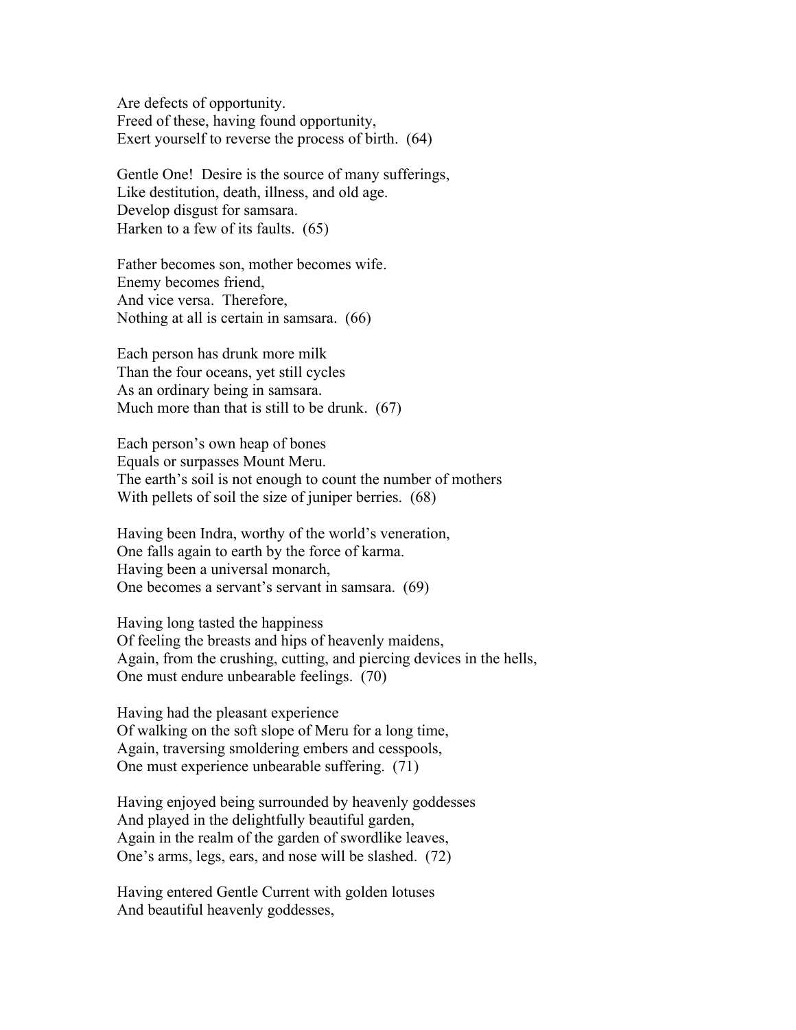Are defects of opportunity.
Freed of these, having found opportunity,
Exert yourself to reverse the process of birth.  (64)

Gentle One!  Desire is the source of many sufferings,
Like destitution, death, illness, and old age.
Develop disgust for samsara.
Harken to a few of its faults.  (65)

Father becomes son, mother becomes wife.
Enemy becomes friend,
And vice versa.  Therefore,
Nothing at all is certain in samsara.  (66)

Each person has drunk more milk
Than the four oceans, yet still cycles
As an ordinary being in samsara.
Much more than that is still to be drunk.  (67)

Each person's own heap of bones
Equals or surpasses Mount Meru.
The earth's soil is not enough to count the number of mothers
With pellets of soil the size of juniper berries.  (68)

Having been Indra, worthy of the world's veneration,
One falls again to earth by the force of karma.
Having been a universal monarch,
One becomes a servant's servant in samsara.  (69)

Having long tasted the happiness
Of feeling the breasts and hips of heavenly maidens,
Again, from the crushing, cutting, and piercing devices in the hells,
One must endure unbearable feelings.  (70)

Having had the pleasant experience
Of walking on the soft slope of Meru for a long time,
Again, traversing smoldering embers and cesspools,
One must experience unbearable suffering.  (71)

Having enjoyed being surrounded by heavenly goddesses
And played in the delightfully beautiful garden,
Again in the realm of the garden of swordlike leaves,
One's arms, legs, ears, and nose will be slashed.  (72)

Having entered Gentle Current with golden lotuses
And beautiful heavenly goddesses,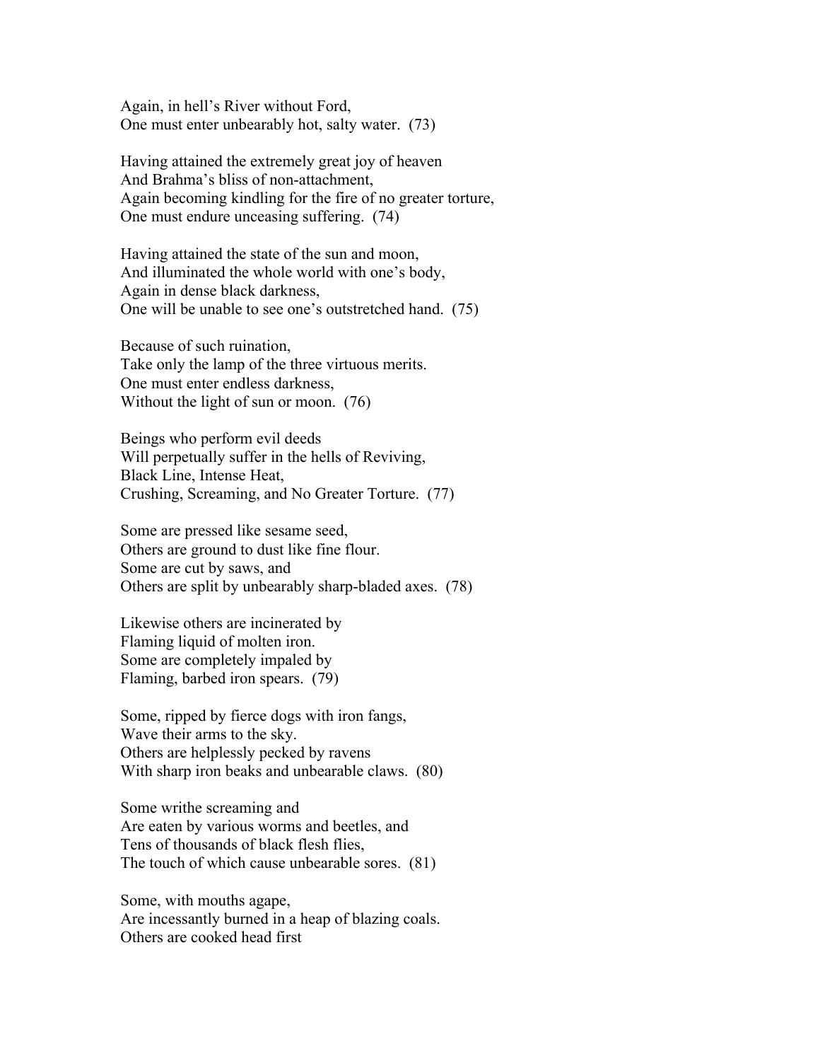Again, in hell's River without Ford,
One must enter unbearably hot, salty water.  (73)

Having attained the extremely great joy of heaven
And Brahma's bliss of non-attachment,
Again becoming kindling for the fire of no greater torture,
One must endure unceasing suffering.  (74)

Having attained the state of the sun and moon,
And illuminated the whole world with one's body,
Again in dense black darkness,
One will be unable to see one's outstretched hand.  (75)

Because of such ruination,
Take only the lamp of the three virtuous merits.
One must enter endless darkness,
Without the light of sun or moon.  (76)

Beings who perform evil deeds
Will perpetually suffer in the hells of Reviving,
Black Line, Intense Heat,
Crushing, Screaming, and No Greater Torture.  (77)

Some are pressed like sesame seed,
Others are ground to dust like fine flour.
Some are cut by saws, and
Others are split by unbearably sharp-bladed axes.  (78)

Likewise others are incinerated by
Flaming liquid of molten iron.
Some are completely impaled by
Flaming, barbed iron spears.  (79)

Some, ripped by fierce dogs with iron fangs,
Wave their arms to the sky.
Others are helplessly pecked by ravens
With sharp iron beaks and unbearable claws.  (80)

Some writhe screaming and
Are eaten by various worms and beetles, and
Tens of thousands of black flesh flies,
The touch of which cause unbearable sores.  (81)

Some, with mouths agape,
Are incessantly burned in a heap of blazing coals.
Others are cooked head first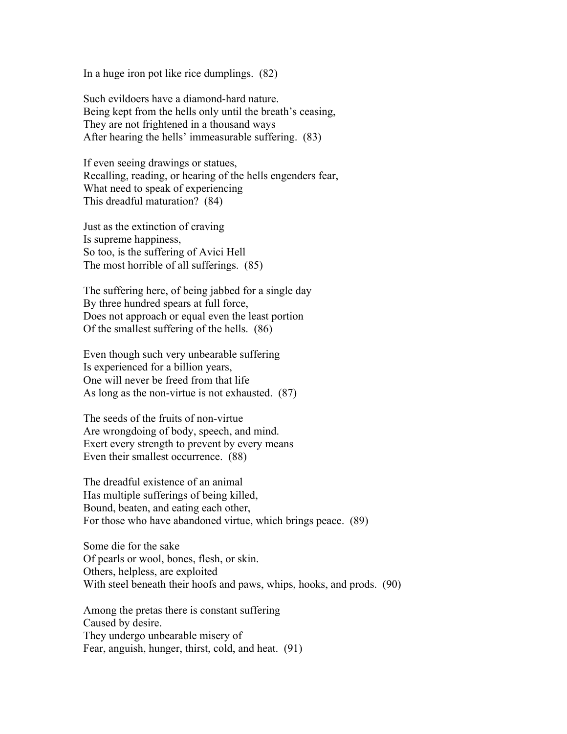In a huge iron pot like rice dumplings.  (82)

Such evildoers have a diamond-hard nature.
Being kept from the hells only until the breath's ceasing,
They are not frightened in a thousand ways
After hearing the hells' immeasurable suffering.  (83)

If even seeing drawings or statues,
Recalling, reading, or hearing of the hells engenders fear,
What need to speak of experiencing
This dreadful maturation?  (84)

Just as the extinction of craving
Is supreme happiness,
So too, is the suffering of Avici Hell
The most horrible of all sufferings.  (85)

The suffering here, of being jabbed for a single day
By three hundred spears at full force,
Does not approach or equal even the least portion
Of the smallest suffering of the hells.  (86)

Even though such very unbearable suffering
Is experienced for a billion years,
One will never be freed from that life
As long as the non-virtue is not exhausted.  (87)

The seeds of the fruits of non-virtue
Are wrongdoing of body, speech, and mind.
Exert every strength to prevent by every means
Even their smallest occurrence.  (88)

The dreadful existence of an animal
Has multiple sufferings of being killed,
Bound, beaten, and eating each other,
For those who have abandoned virtue, which brings peace.  (89)

Some die for the sake
Of pearls or wool, bones, flesh, or skin.
Others, helpless, are exploited
With steel beneath their hoofs and paws, whips, hooks, and prods.  (90)

Among the pretas there is constant suffering
Caused by desire.
They undergo unbearable misery of
Fear, anguish, hunger, thirst, cold, and heat.  (91)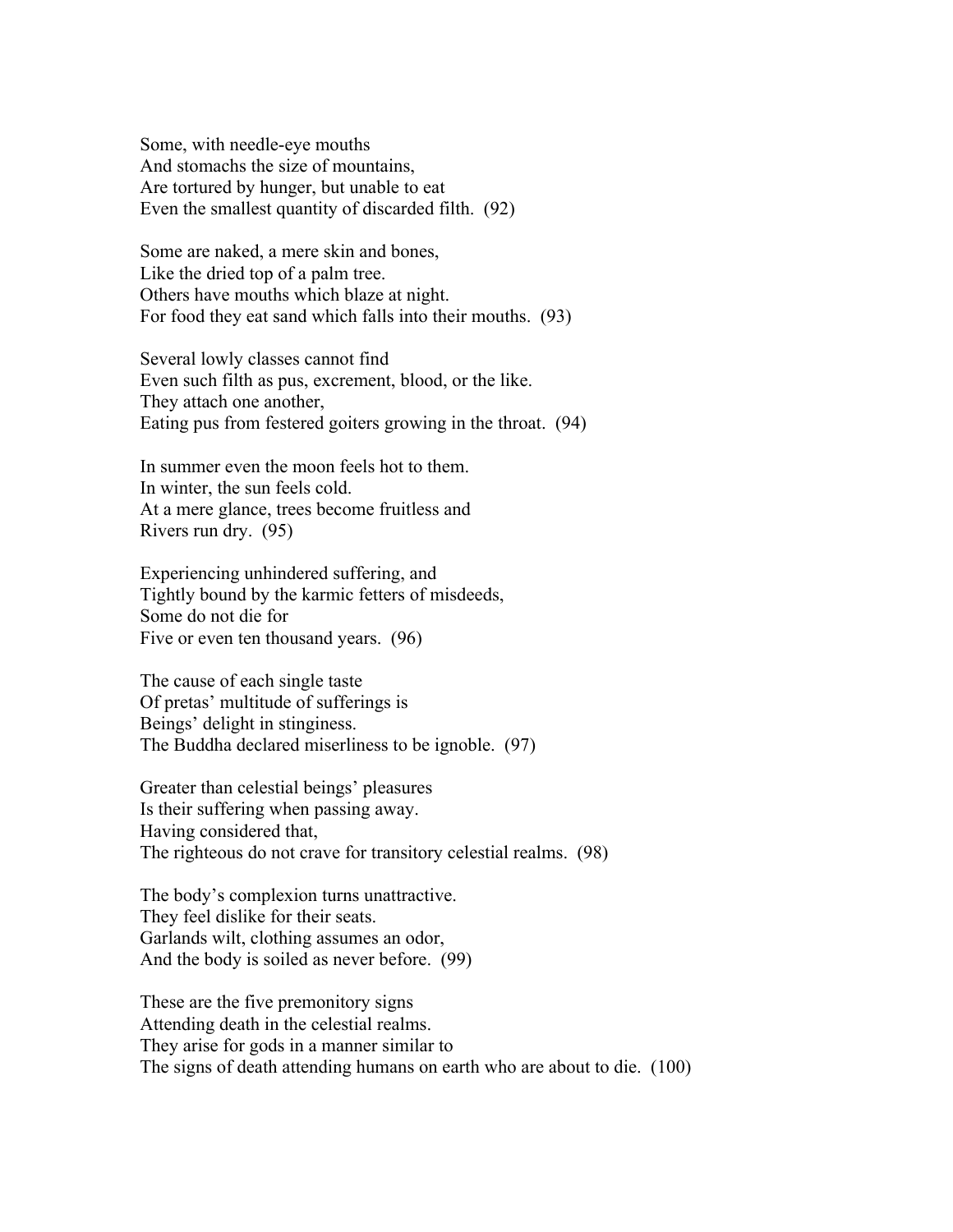Some, with needle-eye mouths  
And stomachs the size of mountains,  
Are tortured by hunger, but unable to eat  
Even the smallest quantity of discarded filth. (92)

Some are naked, a mere skin and bones,  
Like the dried top of a palm tree.  
Others have mouths which blaze at night.  
For food they eat sand which falls into their mouths. (93)

Several lowly classes cannot find  
Even such filth as pus, excrement, blood, or the like.  
They attach one another,  
Eating pus from festered goiters growing in the throat. (94)

In summer even the moon feels hot to them.  
In winter, the sun feels cold.  
At a mere glance, trees become fruitless and  
Rivers run dry. (95)

Experiencing unhindered suffering, and  
Tightly bound by the karmic fetters of misdeeds,  
Some do not die for  
Five or even ten thousand years. (96)

The cause of each single taste  
Of pretas' multitude of sufferings is  
Beings' delight in stinginess.  
The Buddha declared miserliness to be ignoble. (97)

Greater than celestial beings' pleasures  
Is their suffering when passing away.  
Having considered that,  
The righteous do not crave for transitory celestial realms. (98)

The body's complexion turns unattractive.  
They feel dislike for their seats.  
Garlands wilt, clothing assumes an odor,  
And the body is soiled as never before. (99)

These are the five premonitory signs  
Attending death in the celestial realms.  
They arise for gods in a manner similar to  
The signs of death attending humans on earth who are about to die. (100)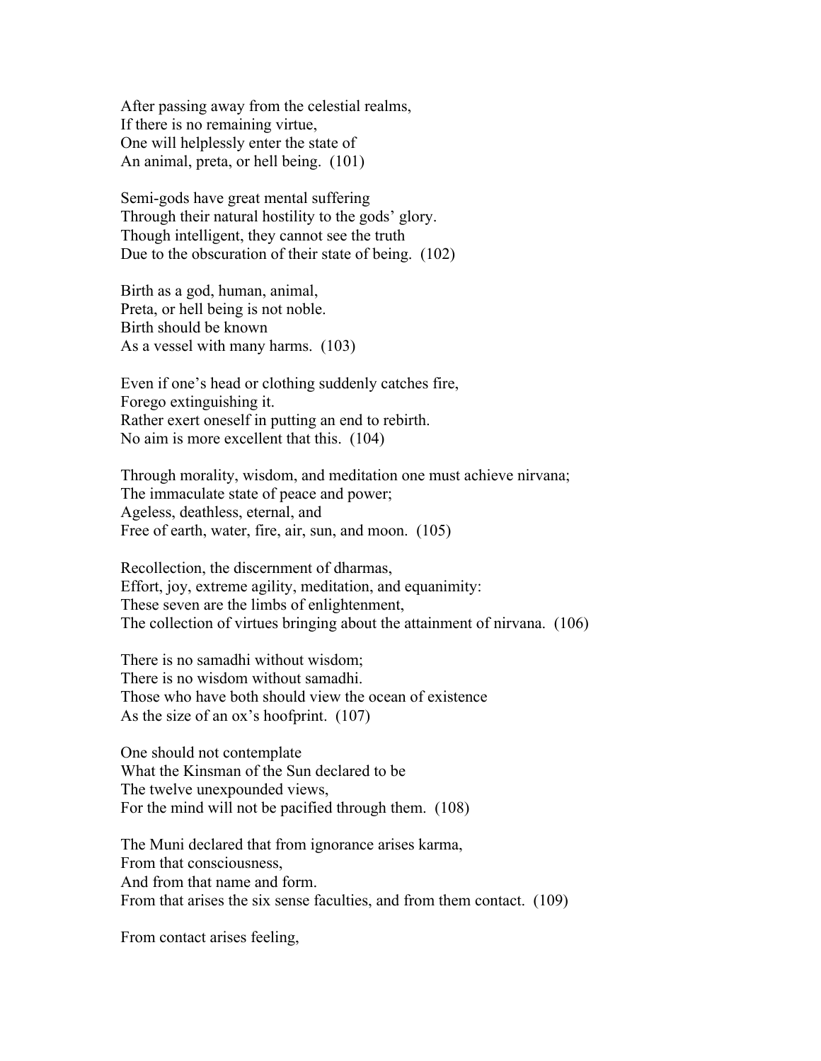After passing away from the celestial realms,
If there is no remaining virtue,
One will helplessly enter the state of
An animal, preta, or hell being. (101)

Semi-gods have great mental suffering
Through their natural hostility to the gods' glory.
Though intelligent, they cannot see the truth
Due to the obscuration of their state of being. (102)

Birth as a god, human, animal,
Preta, or hell being is not noble.
Birth should be known
As a vessel with many harms. (103)

Even if one's head or clothing suddenly catches fire,
Forego extinguishing it.
Rather exert oneself in putting an end to rebirth.
No aim is more excellent that this. (104)

Through morality, wisdom, and meditation one must achieve nirvana;
The immaculate state of peace and power;
Ageless, deathless, eternal, and
Free of earth, water, fire, air, sun, and moon. (105)

Recollection, the discernment of dharmas,
Effort, joy, extreme agility, meditation, and equanimity:
These seven are the limbs of enlightenment,
The collection of virtues bringing about the attainment of nirvana. (106)

There is no samadhi without wisdom;
There is no wisdom without samadhi.
Those who have both should view the ocean of existence
As the size of an ox's hoofprint. (107)

One should not contemplate
What the Kinsman of the Sun declared to be
The twelve unexpounded views,
For the mind will not be pacified through them. (108)

The Muni declared that from ignorance arises karma,
From that consciousness,
And from that name and form.
From that arises the six sense faculties, and from them contact. (109)

From contact arises feeling,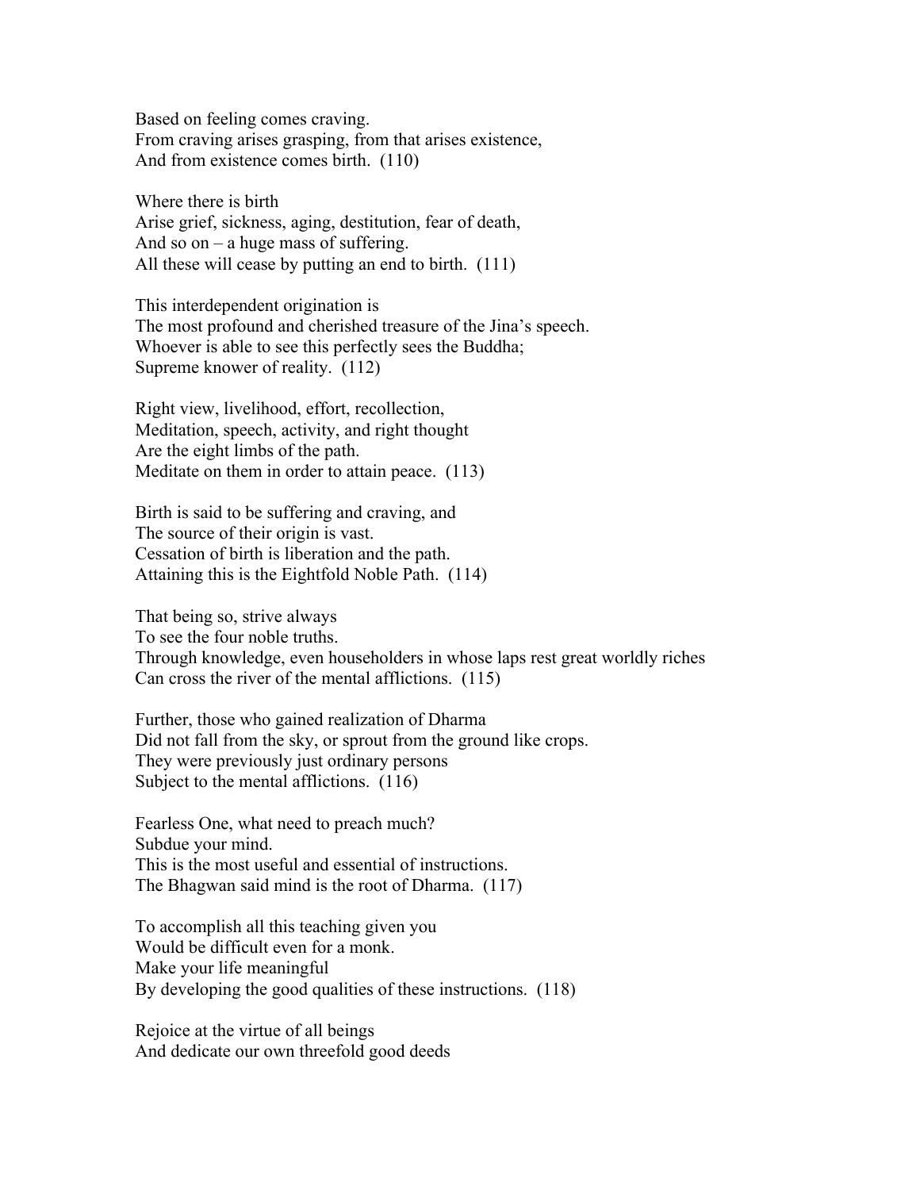Based on feeling comes craving.
From craving arises grasping, from that arises existence,
And from existence comes birth. (110)

Where there is birth
Arise grief, sickness, aging, destitution, fear of death,
And so on – a huge mass of suffering.
All these will cease by putting an end to birth. (111)

This interdependent origination is
The most profound and cherished treasure of the Jina's speech.
Whoever is able to see this perfectly sees the Buddha;
Supreme knower of reality. (112)

Right view, livelihood, effort, recollection,
Meditation, speech, activity, and right thought
Are the eight limbs of the path.
Meditate on them in order to attain peace. (113)

Birth is said to be suffering and craving, and
The source of their origin is vast.
Cessation of birth is liberation and the path.
Attaining this is the Eightfold Noble Path. (114)

That being so, strive always
To see the four noble truths.
Through knowledge, even householders in whose laps rest great worldly riches
Can cross the river of the mental afflictions. (115)

Further, those who gained realization of Dharma
Did not fall from the sky, or sprout from the ground like crops.
They were previously just ordinary persons
Subject to the mental afflictions. (116)

Fearless One, what need to preach much?
Subdue your mind.
This is the most useful and essential of instructions.
The Bhagwan said mind is the root of Dharma. (117)

To accomplish all this teaching given you
Would be difficult even for a monk.
Make your life meaningful
By developing the good qualities of these instructions. (118)

Rejoice at the virtue of all beings
And dedicate our own threefold good deeds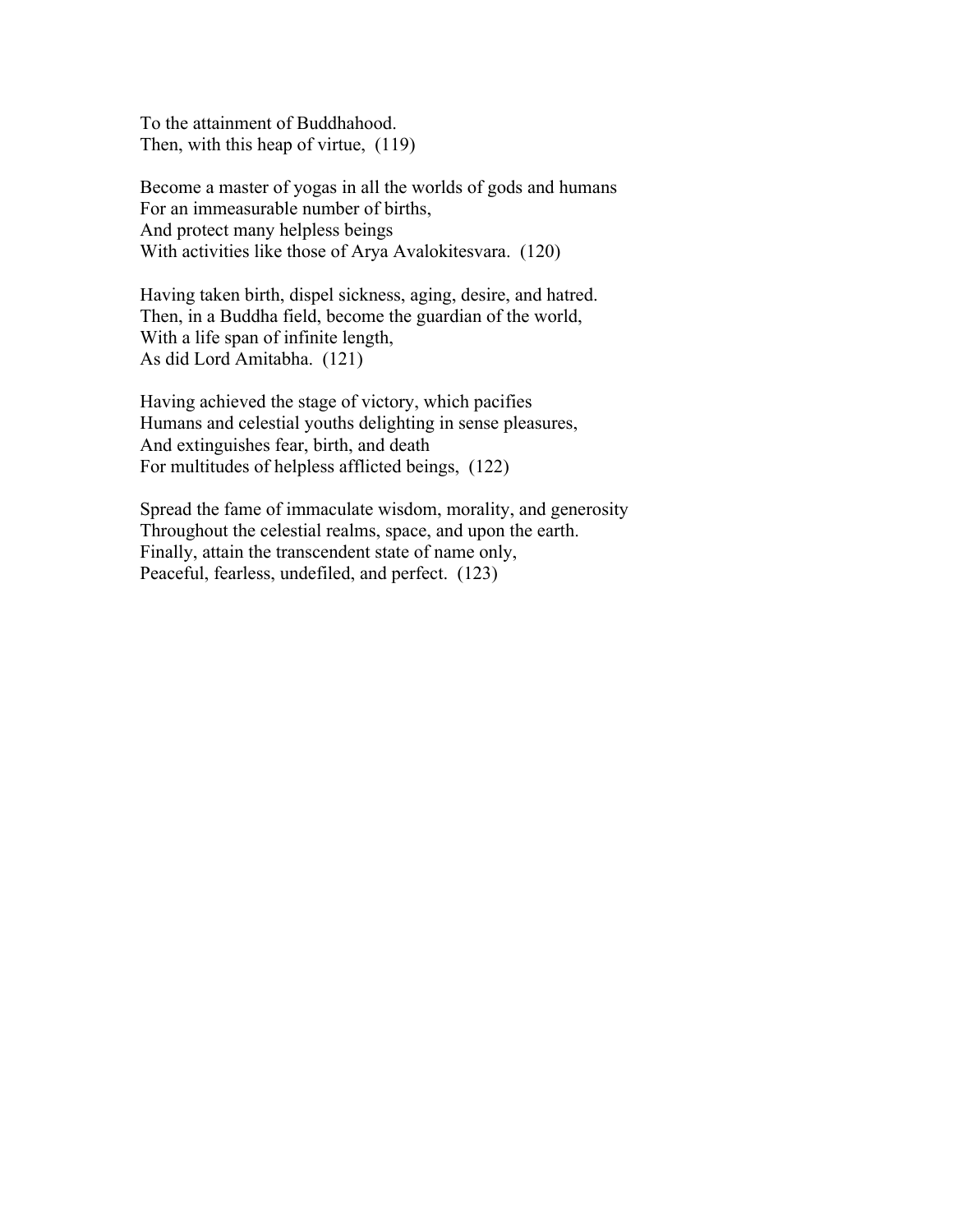To the attainment of Buddhahood.
Then, with this heap of virtue, (119)

Become a master of yogas in all the worlds of gods and humans
For an immeasurable number of births,
And protect many helpless beings
With activities like those of Arya Avalokitesvara. (120)

Having taken birth, dispel sickness, aging, desire, and hatred.
Then, in a Buddha field, become the guardian of the world,
With a life span of infinite length,
As did Lord Amitabha. (121)

Having achieved the stage of victory, which pacifies
Humans and celestial youths delighting in sense pleasures,
And extinguishes fear, birth, and death
For multitudes of helpless afflicted beings, (122)

Spread the fame of immaculate wisdom, morality, and generosity
Throughout the celestial realms, space, and upon the earth.
Finally, attain the transcendent state of name only,
Peaceful, fearless, undefiled, and perfect. (123)